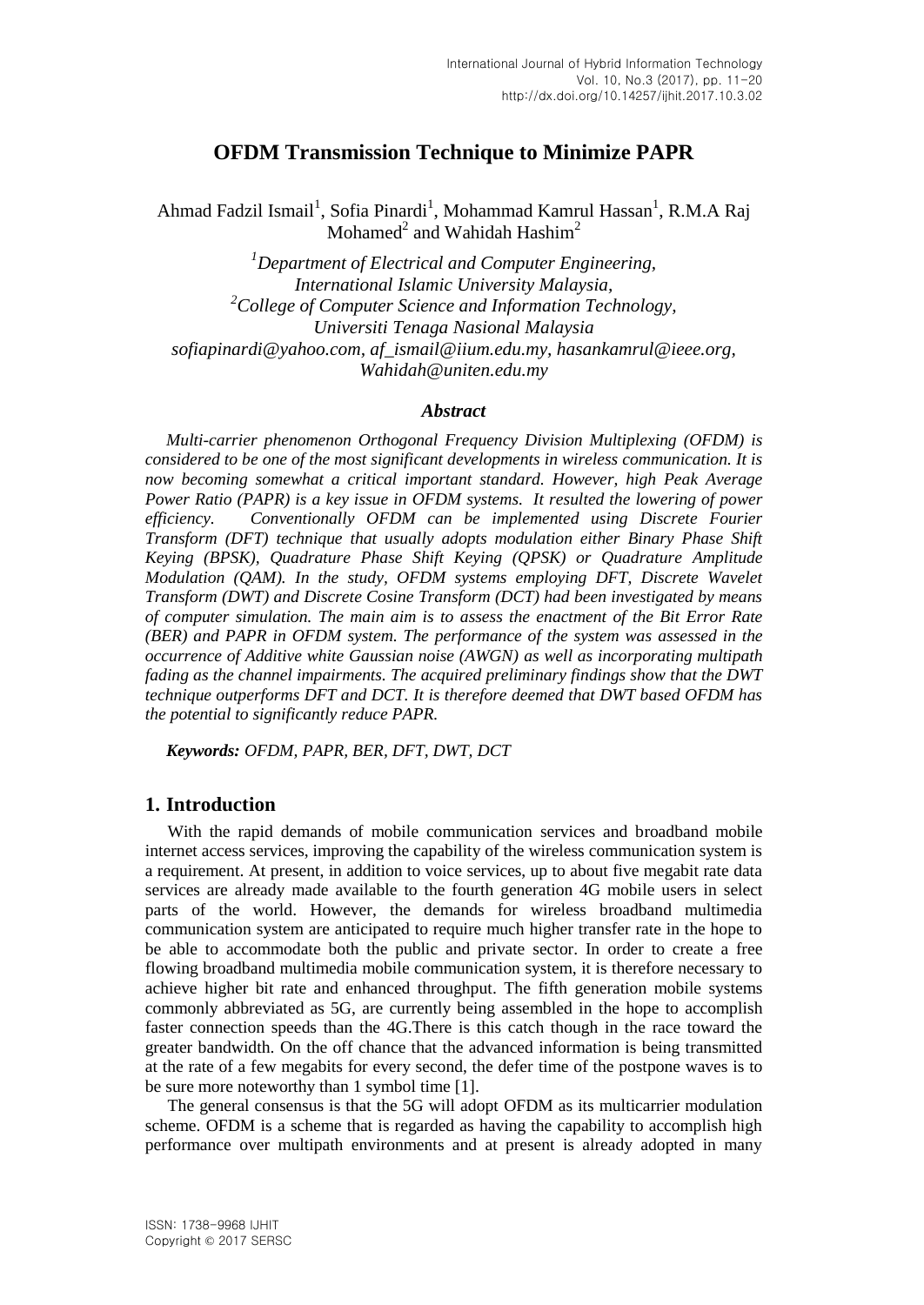# OFDM Transmission Technique to Minimize PAPR

Ahmad Fadzil Ismail[1], Sofia Pinardi[1], Mohammad Kamrul Hassan[1], R.M.A Raj Mohamed[2] and Wahidah Hashim[2]

*[1]Department of Electrical and Computer Engineering, International Islamic University Malaysia,*
*[2]College of Computer Science and Information Technology, Universiti Tenaga Nasional Malaysia*
*sofiapinardi@yahoo.com, af_ismail@iium.edu.my, hasankamrul@ieee.org, Wahidah@uniten.edu.my*

### *Abstract*

*Multi-carrier phenomenon Orthogonal Frequency Division Multiplexing (OFDM) is considered to be one of the most significant developments in wireless communication. It is now becoming somewhat a critical important standard. However, high Peak Average Power Ratio (PAPR) is a key issue in OFDM systems. It resulted the lowering of power efficiency. Conventionally OFDM can be implemented using Discrete Fourier Transform (DFT) technique that usually adopts modulation either Binary Phase Shift Keying (BPSK), Quadrature Phase Shift Keying (QPSK) or Quadrature Amplitude Modulation (QAM). In the study, OFDM systems employing DFT, Discrete Wavelet Transform (DWT) and Discrete Cosine Transform (DCT) had been investigated by means of computer simulation. The main aim is to assess the enactment of the Bit Error Rate (BER) and PAPR in OFDM system. The performance of the system was assessed in the occurrence of Additive white Gaussian noise (AWGN) as well as incorporating multipath fading as the channel impairments. The acquired preliminary findings show that the DWT technique outperforms DFT and DCT. It is therefore deemed that DWT based OFDM has the potential to significantly reduce PAPR.*

***Keywords:** OFDM, PAPR, BER, DFT, DWT, DCT*

## 1. Introduction

With the rapid demands of mobile communication services and broadband mobile internet access services, improving the capability of the wireless communication system is a requirement. At present, in addition to voice services, up to about five megabit rate data services are already made available to the fourth generation 4G mobile users in select parts of the world. However, the demands for wireless broadband multimedia communication system are anticipated to require much higher transfer rate in the hope to be able to accommodate both the public and private sector. In order to create a free flowing broadband multimedia mobile communication system, it is therefore necessary to achieve higher bit rate and enhanced throughput. The fifth generation mobile systems commonly abbreviated as 5G, are currently being assembled in the hope to accomplish faster connection speeds than the 4G.There is this catch though in the race toward the greater bandwidth. On the off chance that the advanced information is being transmitted at the rate of a few megabits for every second, the defer time of the postpone waves is to be sure more noteworthy than 1 symbol time [1].

The general consensus is that the 5G will adopt OFDM as its multicarrier modulation scheme. OFDM is a scheme that is regarded as having the capability to accomplish high performance over multipath environments and at present is already adopted in many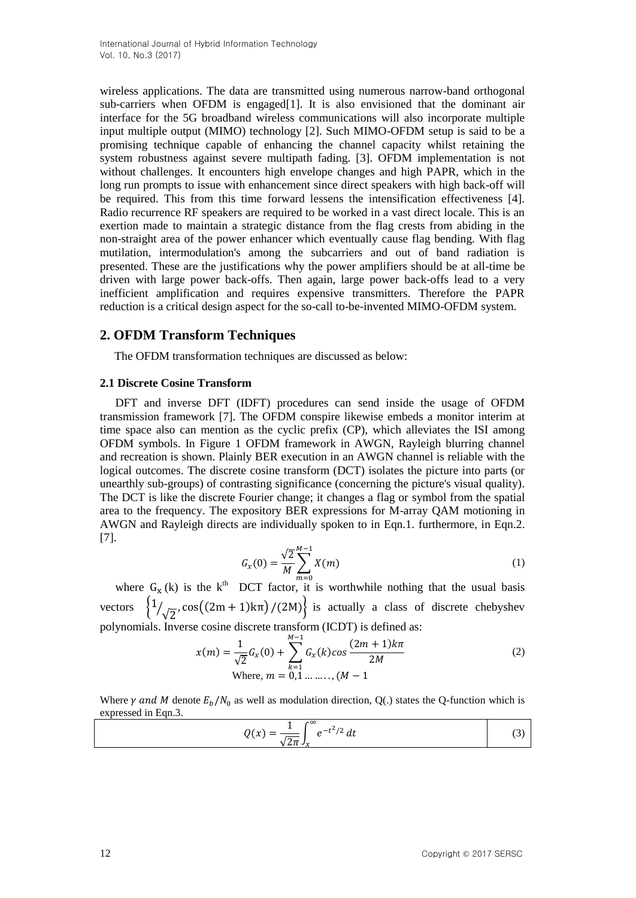wireless applications. The data are transmitted using numerous narrow-band orthogonal sub-carriers when OFDM is engaged[1]. It is also envisioned that the dominant air interface for the 5G broadband wireless communications will also incorporate multiple input multiple output (MIMO) technology [2]. Such MIMO-OFDM setup is said to be a promising technique capable of enhancing the channel capacity whilst retaining the system robustness against severe multipath fading. [3]. OFDM implementation is not without challenges. It encounters high envelope changes and high PAPR, which in the long run prompts to issue with enhancement since direct speakers with high back-off will be required. This from this time forward lessens the intensification effectiveness [4]. Radio recurrence RF speakers are required to be worked in a vast direct locale. This is an exertion made to maintain a strategic distance from the flag crests from abiding in the non-straight area of the power enhancer which eventually cause flag bending. With flag mutilation, intermodulation's among the subcarriers and out of band radiation is presented. These are the justifications why the power amplifiers should be at all-time be driven with large power back-offs. Then again, large power back-offs lead to a very inefficient amplification and requires expensive transmitters. Therefore the PAPR reduction is a critical design aspect for the so-call to-be-invented MIMO-OFDM system.

## 2. OFDM Transform Techniques

The OFDM transformation techniques are discussed as below:

### 2.1 Discrete Cosine Transform

DFT and inverse DFT (IDFT) procedures can send inside the usage of OFDM transmission framework [7]. The OFDM conspire likewise embeds a monitor interim at time space also can mention as the cyclic prefix (CP), which alleviates the ISI among OFDM symbols. In Figure 1 OFDM framework in AWGN, Rayleigh blurring channel and recreation is shown. Plainly BER execution in an AWGN channel is reliable with the logical outcomes. The discrete cosine transform (DCT) isolates the picture into parts (or unearthly sub-groups) of contrasting significance (concerning the picture's visual quality). The DCT is like the discrete Fourier change; it changes a flag or symbol from the spatial area to the frequency. The expository BER expressions for M-array QAM motioning in AWGN and Rayleigh directs are individually spoken to in Eqn.1. furthermore, in Eqn.2. [7].

$$G_x(0) = \frac{\sqrt{2}}{M}\sum_{m=0}^{M-1} X(m) \tag{1}$$

where $G_x(k)$ is the $k^{th}$ DCT factor, it is worthwhile nothing that the usual basis vectors $\left\{1/\sqrt{2}, \cos\left((2m+1)k\pi\right)/(2M)\right\}$ is actually a class of discrete chebyshev polynomials. Inverse cosine discrete transform (ICDT) is defined as:

$$x(m) = \frac{1}{\sqrt{2}}G_x(0) + \sum_{k=1}^{M-1} G_x(k)\cos\frac{(2m+1)k\pi}{2M} \tag{2}$$

$$\text{Where, } m = 0,1 \ldots \ldots, (M-1$$

Where $\gamma$ *and* $M$ denote $E_b/N_0$ as well as modulation direction, Q(.) states the Q-function which is expressed in Eqn.3.

$$Q(x) = \frac{1}{\sqrt{2\pi}}\int_{x}^{\infty} e^{-t^2/2}\, dt \tag{3}$$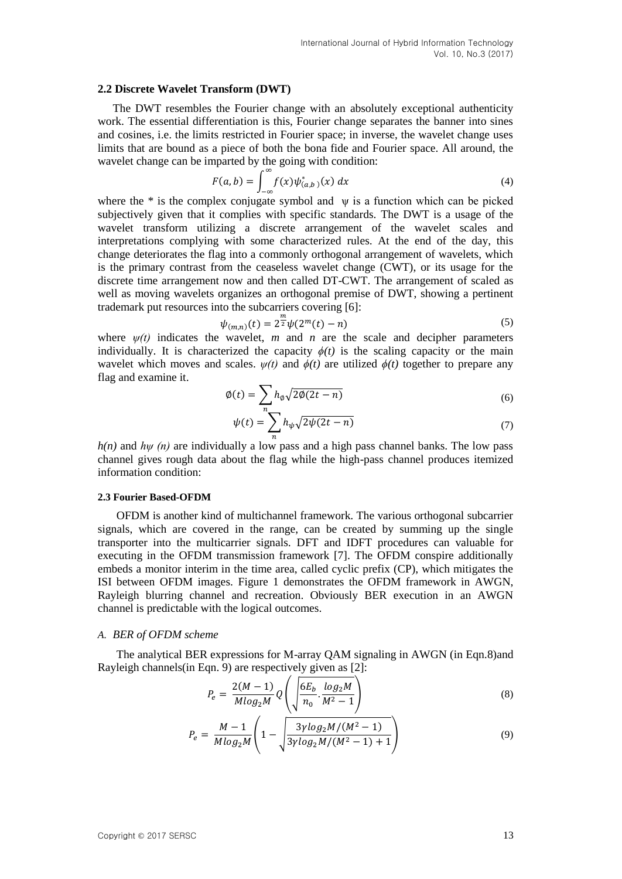### 2.2 Discrete Wavelet Transform (DWT)

The DWT resembles the Fourier change with an absolutely exceptional authenticity work. The essential differentiation is this, Fourier change separates the banner into sines and cosines, i.e. the limits restricted in Fourier space; in inverse, the wavelet change uses limits that are bound as a piece of both the bona fide and Fourier space. All around, the wavelet change can be imparted by the going with condition:

$$F(a,b) = \int_{-\infty}^{\infty} f(x)\psi_{(a,b)}^{*}(x)\, dx \tag{4}$$

where the * is the complex conjugate symbol and $\psi$ is a function which can be picked subjectively given that it complies with specific standards. The DWT is a usage of the wavelet transform utilizing a discrete arrangement of the wavelet scales and interpretations complying with some characterized rules. At the end of the day, this change deteriorates the flag into a commonly orthogonal arrangement of wavelets, which is the primary contrast from the ceaseless wavelet change (CWT), or its usage for the discrete time arrangement now and then called DT-CWT. The arrangement of scaled as well as moving wavelets organizes an orthogonal premise of DWT, showing a pertinent trademark put resources into the subcarriers covering [6]:

$$\psi_{(m,n)}(t) = 2^{\frac{m}{2}}\psi(2^{m}(t) - n) \tag{5}$$

where $\psi(t)$ indicates the wavelet, $m$ and $n$ are the scale and decipher parameters individually. It is characterized the capacity $\phi(t)$ is the scaling capacity or the main wavelet which moves and scales. $\psi(t)$ and $\phi(t)$ are utilized $\phi(t)$ together to prepare any flag and examine it.

$$\emptyset(t) = \sum_{n} h_{\emptyset}\sqrt{2\emptyset(2t-n)} \tag{6}$$

$$\psi(t) = \sum_{n} h_{\psi}\sqrt{2\psi(2t-n)} \tag{7}$$

$h(n)$ and $h\psi$ $(n)$ are individually a low pass and a high pass channel banks. The low pass channel gives rough data about the flag while the high-pass channel produces itemized information condition:

#### 2.3 Fourier Based-OFDM

OFDM is another kind of multichannel framework. The various orthogonal subcarrier signals, which are covered in the range, can be created by summing up the single transporter into the multicarrier signals. DFT and IDFT procedures can valuable for executing in the OFDM transmission framework [7]. The OFDM conspire additionally embeds a monitor interim in the time area, called cyclic prefix (CP), which mitigates the ISI between OFDM images. Figure 1 demonstrates the OFDM framework in AWGN, Rayleigh blurring channel and recreation. Obviously BER execution in an AWGN channel is predictable with the logical outcomes.

*A. BER of OFDM scheme*

The analytical BER expressions for M-array QAM signaling in AWGN (in Eqn.8)and Rayleigh channels(in Eqn. 9) are respectively given as [2]:

$$P_e = \frac{2(M-1)}{M log_2 M} Q\left(\sqrt{\frac{6E_b}{n_0} \cdot \frac{log_2 M}{M^2 - 1}}\right) \tag{8}$$

$$P_e = \frac{M-1}{M log_2 M}\left(1 - \sqrt{\frac{3\gamma log_2 M/(M^2-1)}{3\gamma log_2 M/(M^2-1)+1}}\right) \tag{9}$$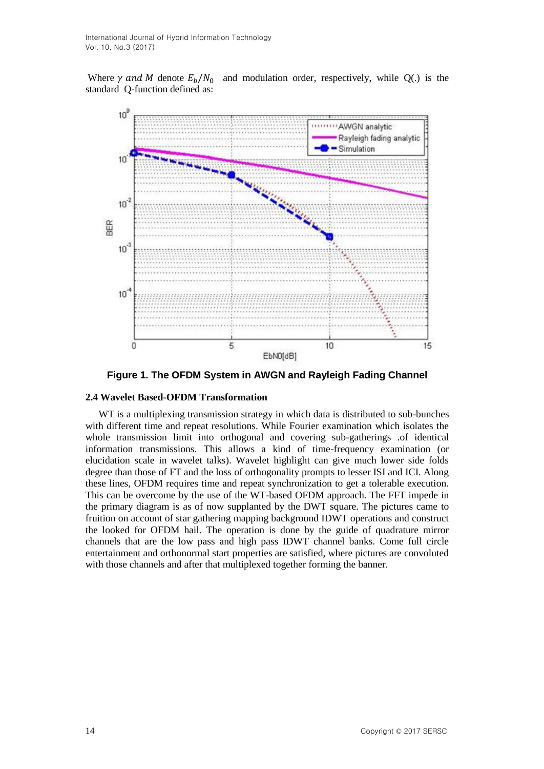Where $\gamma$ *and* $M$ denote $E_b/N_0$ and modulation order, respectively, while Q(.) is the standard Q-function defined as:

**Figure 1. The OFDM System in AWGN and Rayleigh Fading Channel**

### 2.4 Wavelet Based-OFDM Transformation

WT is a multiplexing transmission strategy in which data is distributed to sub-bunches with different time and repeat resolutions. While Fourier examination which isolates the whole transmission limit into orthogonal and covering sub-gatherings .of identical information transmissions. This allows a kind of time-frequency examination (or elucidation scale in wavelet talks). Wavelet highlight can give much lower side folds degree than those of FT and the loss of orthogonality prompts to lesser ISI and ICI. Along these lines, OFDM requires time and repeat synchronization to get a tolerable execution. This can be overcome by the use of the WT-based OFDM approach. The FFT impede in the primary diagram is as of now supplanted by the DWT square. The pictures came to fruition on account of star gathering mapping background IDWT operations and construct the looked for OFDM hail. The operation is done by the guide of quadrature mirror channels that are the low pass and high pass IDWT channel banks. Come full circle entertainment and orthonormal start properties are satisfied, where pictures are convoluted with those channels and after that multiplexed together forming the banner.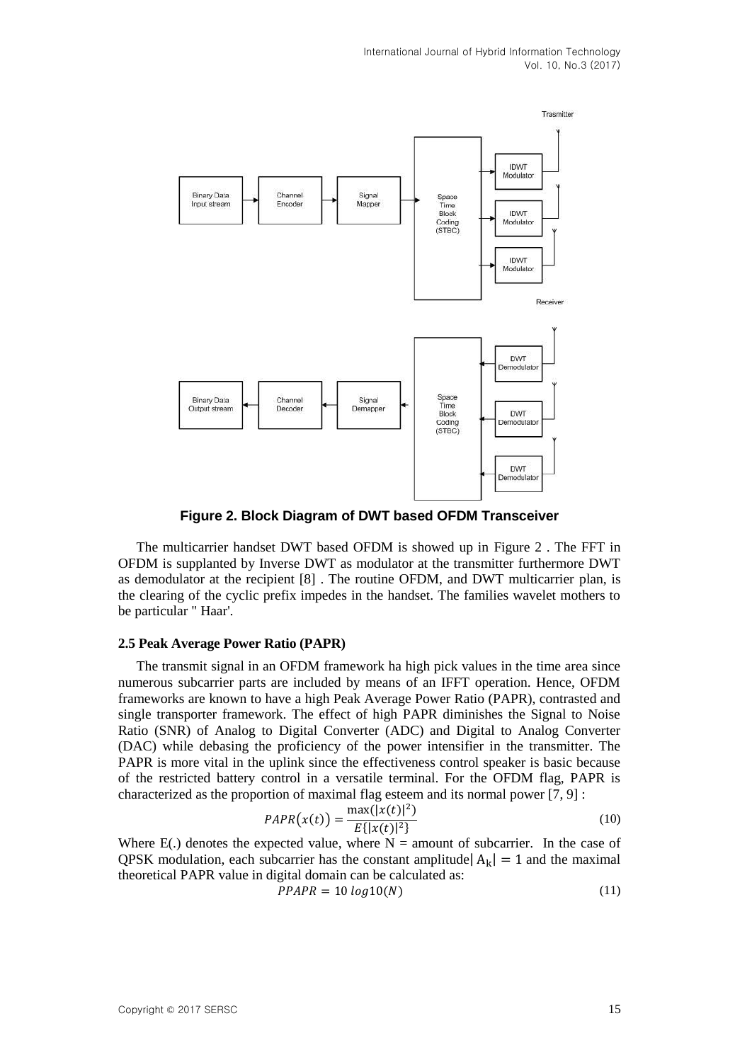**Figure 2. Block Diagram of DWT based OFDM Transceiver**

The multicarrier handset DWT based OFDM is showed up in Figure 2 . The FFT in OFDM is supplanted by Inverse DWT as modulator at the transmitter furthermore DWT as demodulator at the recipient [8] . The routine OFDM, and DWT multicarrier plan, is the clearing of the cyclic prefix impedes in the handset. The families wavelet mothers to be particular " Haar'.

### 2.5 Peak Average Power Ratio (PAPR)

The transmit signal in an OFDM framework ha high pick values in the time area since numerous subcarrier parts are included by means of an IFFT operation. Hence, OFDM frameworks are known to have a high Peak Average Power Ratio (PAPR), contrasted and single transporter framework. The effect of high PAPR diminishes the Signal to Noise Ratio (SNR) of Analog to Digital Converter (ADC) and Digital to Analog Converter (DAC) while debasing the proficiency of the power intensifier in the transmitter. The PAPR is more vital in the uplink since the effectiveness control speaker is basic because of the restricted battery control in a versatile terminal. For the OFDM flag, PAPR is characterized as the proportion of maximal flag esteem and its normal power [7, 9] :

$$PAPR\big(x(t)\big) = \frac{\max(|x(t)|^2)}{E\{|x(t)|^2\}} \tag{10}$$

Where E(.) denotes the expected value, where N = amount of subcarrier. In the case of QPSK modulation, each subcarrier has the constant amplitude$|A_k| = 1$ and the maximal theoretical PAPR value in digital domain can be calculated as:

$$PPAPR = 10\ log10(N) \tag{11}$$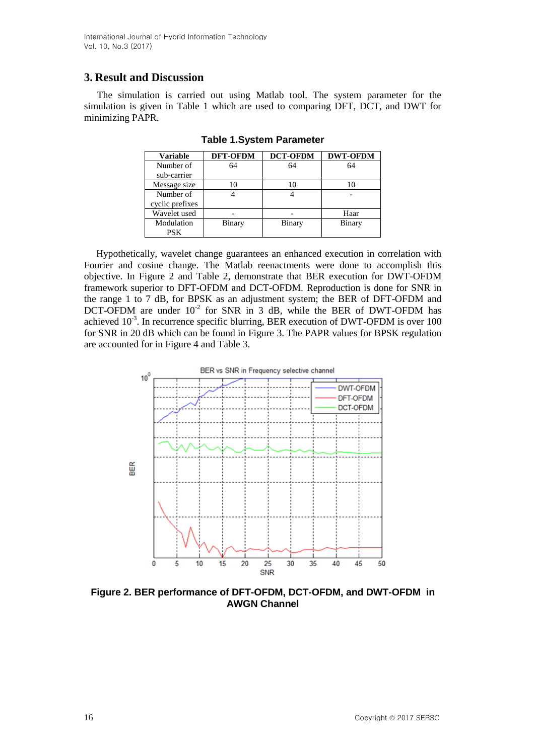## 3. Result and Discussion

The simulation is carried out using Matlab tool. The system parameter for the simulation is given in Table 1 which are used to comparing DFT, DCT, and DWT for minimizing PAPR.

**Table 1.System Parameter**

| Variable | DFT-OFDM | DCT-OFDM | DWT-OFDM |
|---|---|---|---|
| Number of sub-carrier | 64 | 64 | 64 |
| Message size | 10 | 10 | 10 |
| Number of cyclic prefixes | 4 | 4 | - |
| Wavelet used | - | - | Haar |
| Modulation PSK | Binary | Binary | Binary |

Hypothetically, wavelet change guarantees an enhanced execution in correlation with Fourier and cosine change. The Matlab reenactments were done to accomplish this objective. In Figure 2 and Table 2, demonstrate that BER execution for DWT-OFDM framework superior to DFT-OFDM and DCT-OFDM. Reproduction is done for SNR in the range 1 to 7 dB, for BPSK as an adjustment system; the BER of DFT-OFDM and DCT-OFDM are under $10^{-2}$ for SNR in 3 dB, while the BER of DWT-OFDM has achieved $10^{-3}$. In recurrence specific blurring, BER execution of DWT-OFDM is over 100 for SNR in 20 dB which can be found in Figure 3. The PAPR values for BPSK regulation are accounted for in Figure 4 and Table 3.

**Figure 2. BER performance of DFT-OFDM, DCT-OFDM, and DWT-OFDM in AWGN Channel**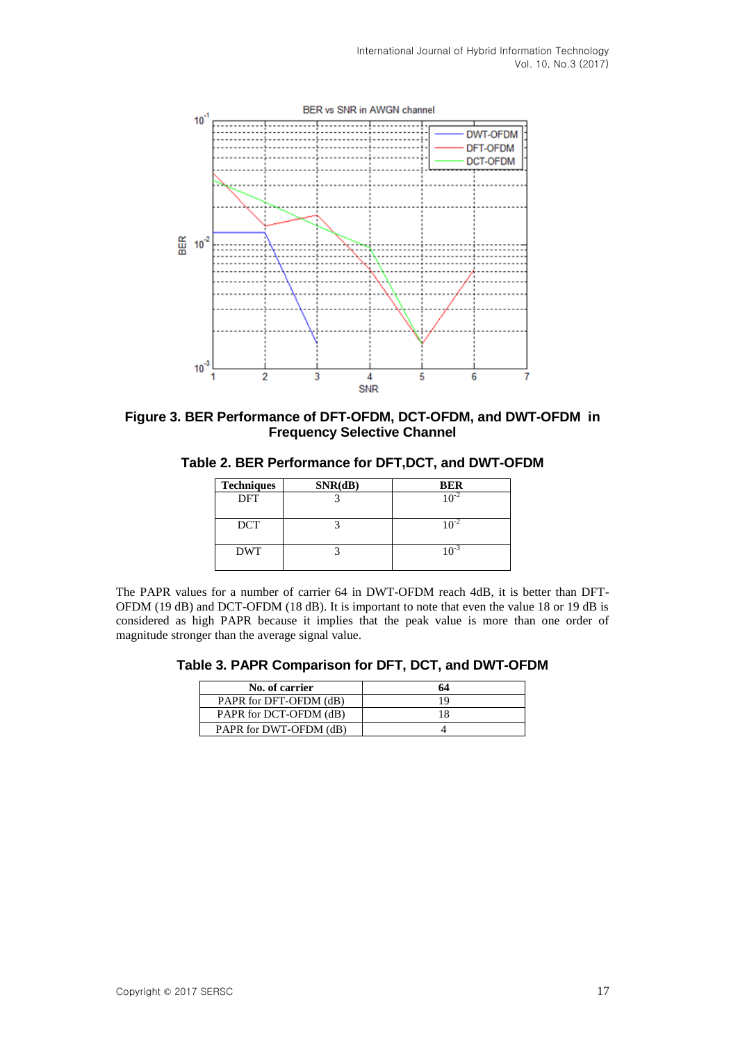**Figure 3. BER Performance of DFT-OFDM, DCT-OFDM, and DWT-OFDM in Frequency Selective Channel**

**Table 2. BER Performance for DFT,DCT, and DWT-OFDM**

| Techniques | SNR(dB) | BER |
|---|---|---|
| DFT | 3 | $10^{-2}$ |
| DCT | 3 | $10^{-2}$ |
| DWT | 3 | $10^{-3}$ |

The PAPR values for a number of carrier 64 in DWT-OFDM reach 4dB, it is better than DFT-OFDM (19 dB) and DCT-OFDM (18 dB). It is important to note that even the value 18 or 19 dB is considered as high PAPR because it implies that the peak value is more than one order of magnitude stronger than the average signal value.

**Table 3. PAPR Comparison for DFT, DCT, and DWT-OFDM**

| No. of carrier | 64 |
|---|---|
| PAPR for DFT-OFDM (dB) | 19 |
| PAPR for DCT-OFDM (dB) | 18 |
| PAPR for DWT-OFDM (dB) | 4 |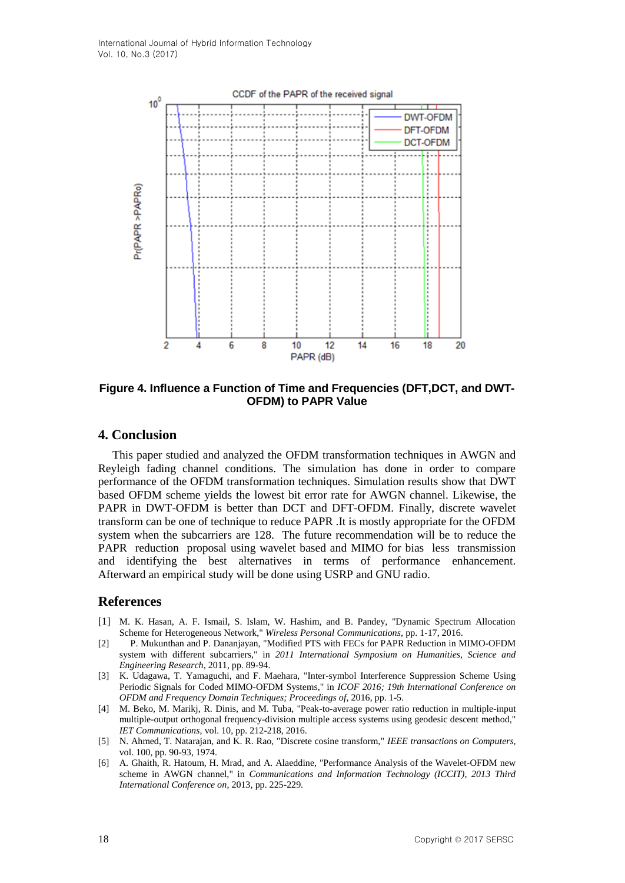Figure 4. Influence a Function of Time and Frequencies (DFT,DCT, and DWT-OFDM) to PAPR Value

## 4. Conclusion

This paper studied and analyzed the OFDM transformation techniques in AWGN and Reyleigh fading channel conditions. The simulation has done in order to compare performance of the OFDM transformation techniques. Simulation results show that DWT based OFDM scheme yields the lowest bit error rate for AWGN channel. Likewise, the PAPR in DWT-OFDM is better than DCT and DFT-OFDM. Finally, discrete wavelet transform can be one of technique to reduce PAPR .It is mostly appropriate for the OFDM system when the subcarriers are 128. The future recommendation will be to reduce the PAPR reduction proposal using wavelet based and MIMO for bias less transmission and identifying the best alternatives in terms of performance enhancement. Afterward an empirical study will be done using USRP and GNU radio.

## References

[1] M. K. Hasan, A. F. Ismail, S. Islam, W. Hashim, and B. Pandey, "Dynamic Spectrum Allocation Scheme for Heterogeneous Network," *Wireless Personal Communications*, pp. 1-17, 2016.

[2] P. Mukunthan and P. Dananjayan, "Modified PTS with FECs for PAPR Reduction in MIMO-OFDM system with different subcarriers," in *2011 International Symposium on Humanities, Science and Engineering Research*, 2011, pp. 89-94.

[3] K. Udagawa, T. Yamaguchi, and F. Maehara, "Inter-symbol Interference Suppression Scheme Using Periodic Signals for Coded MIMO-OFDM Systems," in *ICOF 2016; 19th International Conference on OFDM and Frequency Domain Techniques; Proceedings of*, 2016, pp. 1-5.

[4] M. Beko, M. Marikj, R. Dinis, and M. Tuba, "Peak-to-average power ratio reduction in multiple-input multiple-output orthogonal frequency-division multiple access systems using geodesic descent method," *IET Communications*, vol. 10, pp. 212-218, 2016.

[5] N. Ahmed, T. Natarajan, and K. R. Rao, "Discrete cosine transform," *IEEE transactions on Computers*, vol. 100, pp. 90-93, 1974.

[6] A. Ghaith, R. Hatoum, H. Mrad, and A. Alaeddine, "Performance Analysis of the Wavelet-OFDM new scheme in AWGN channel," in *Communications and Information Technology (ICCIT), 2013 Third International Conference on*, 2013, pp. 225-229.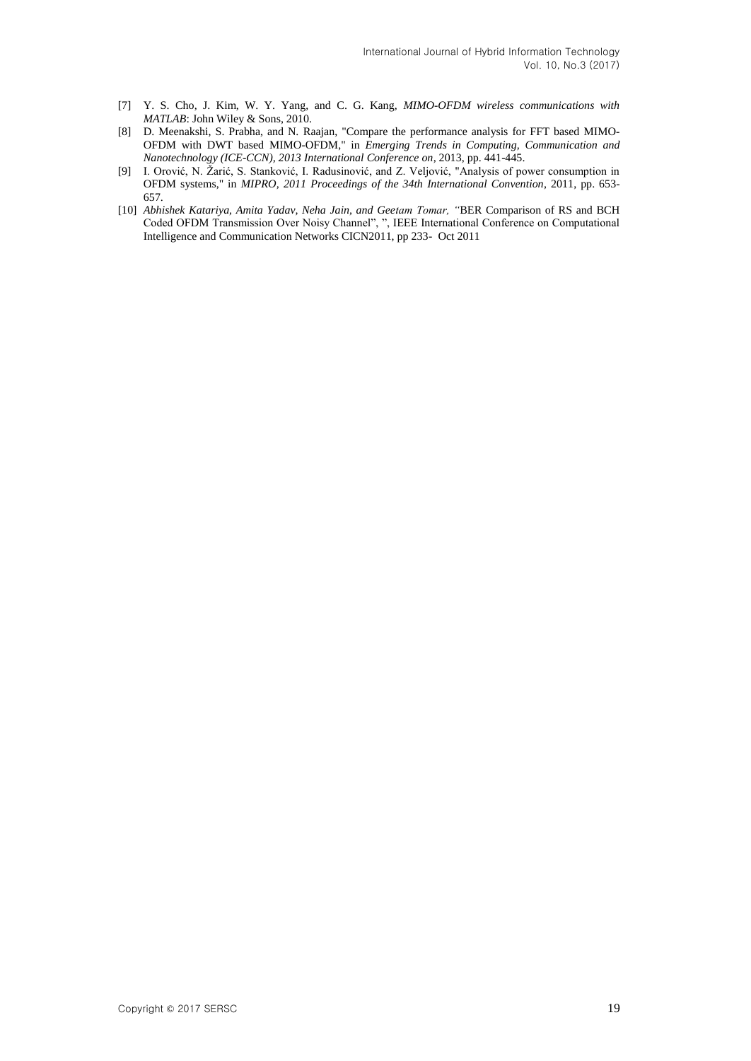[7] Y. S. Cho, J. Kim, W. Y. Yang, and C. G. Kang, *MIMO-OFDM wireless communications with MATLAB*: John Wiley & Sons, 2010.

[8] D. Meenakshi, S. Prabha, and N. Raajan, "Compare the performance analysis for FFT based MIMO-OFDM with DWT based MIMO-OFDM," in *Emerging Trends in Computing, Communication and Nanotechnology (ICE-CCN), 2013 International Conference on*, 2013, pp. 441-445.

[9] I. Orović, N. Žarić, S. Stanković, I. Radusinović, and Z. Veljović, "Analysis of power consumption in OFDM systems," in *MIPRO, 2011 Proceedings of the 34th International Convention*, 2011, pp. 653-657.

[10] *Abhishek Katariya, Amita Yadav, Neha Jain, and Geetam Tomar, "*BER Comparison of RS and BCH Coded OFDM Transmission Over Noisy Channel", ", IEEE International Conference on Computational Intelligence and Communication Networks CICN2011, pp 233- Oct 2011